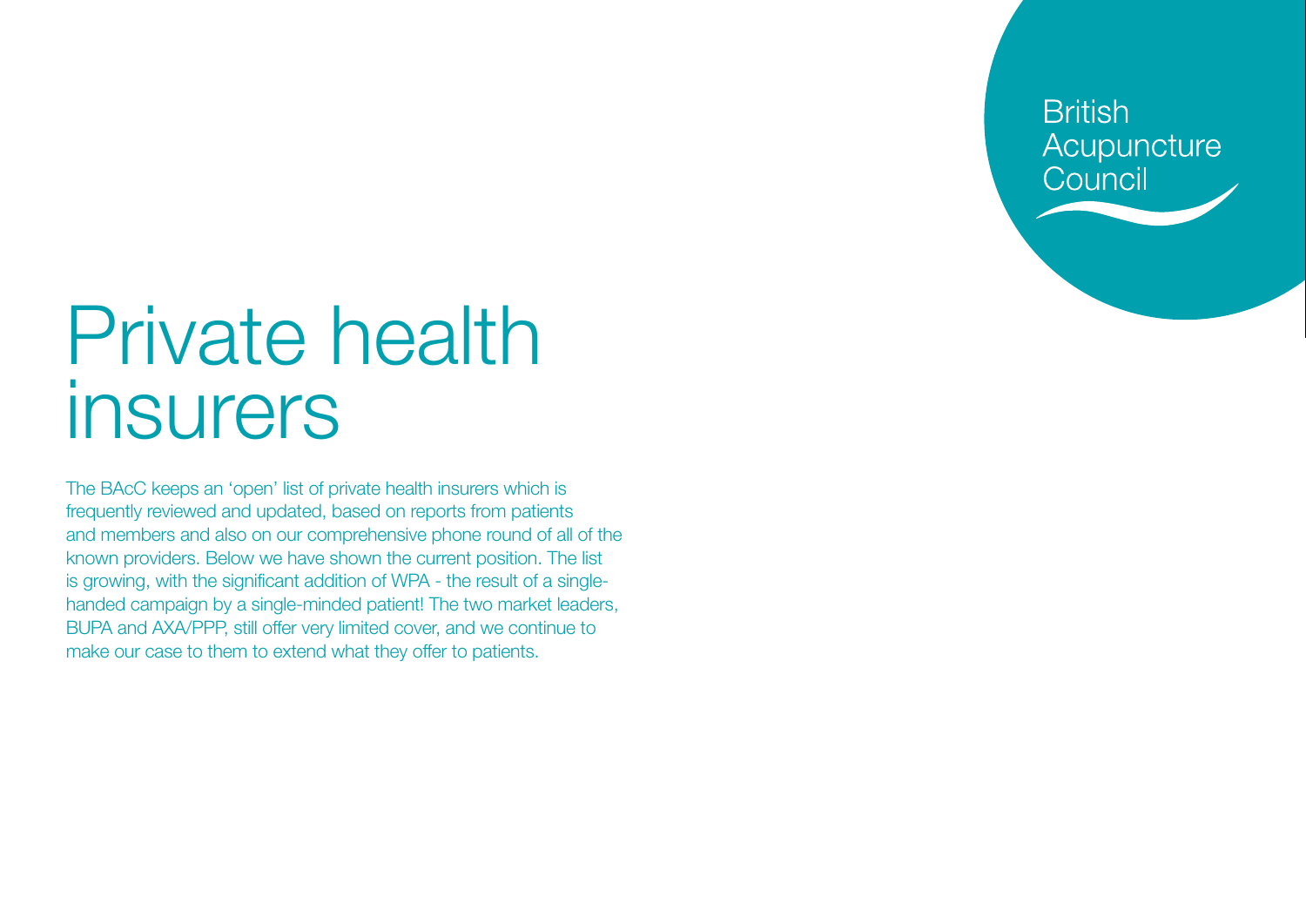British Acupuncture Council

# Private health insurers

The BAcC keeps an 'open' list of private health insurers which is frequently reviewed and updated, based on reports from patients and members and also on our comprehensive phone round of all of the known providers. Below we have shown the current position. The list is growing, with the significant addition of WPA - the result of a single-handed campaign by a single-minded patient! The two market leaders, BUPA and AXA/PPP, still offer very limited cover, and we continue to make our case to them to extend what they offer to patients.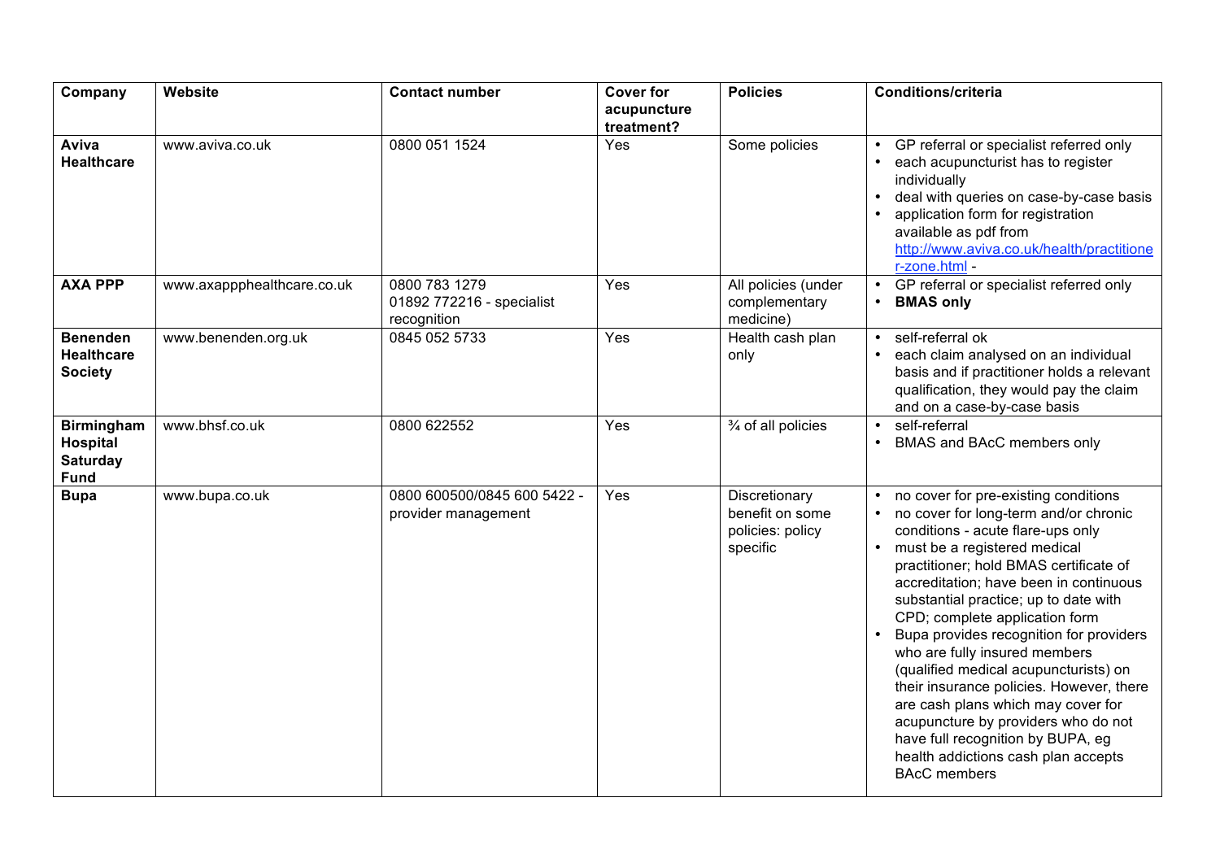| Company | Website | Contact number | Cover for acupuncture treatment? | Policies | Conditions/criteria |
|---|---|---|---|---|---|
| **Aviva Healthcare** | www.aviva.co.uk | 0800 051 1524 | Yes | Some policies | • GP referral or specialist referred only<br>• each acupuncturist has to register individually<br>• deal with queries on case-by-case basis<br>• application form for registration available as pdf from http://www.aviva.co.uk/health/practitioner-zone.html - |
| **AXA PPP** | www.axappphealthcare.co.uk | 0800 783 1279<br>01892 772216 - specialist recognition | Yes | All policies (under complementary medicine) | • GP referral or specialist referred only<br>• **BMAS only** |
| **Benenden Healthcare Society** | www.benenden.org.uk | 0845 052 5733 | Yes | Health cash plan only | • self-referral ok<br>• each claim analysed on an individual basis and if practitioner holds a relevant qualification, they would pay the claim and on a case-by-case basis |
| **Birmingham Hospital Saturday Fund** | www.bhsf.co.uk | 0800 622552 | Yes | ¾ of all policies | • self-referral<br>• BMAS and BAcC members only |
| **Bupa** | www.bupa.co.uk | 0800 600500/0845 600 5422 - provider management | Yes | Discretionary benefit on some policies: policy specific | • no cover for pre-existing conditions<br>• no cover for long-term and/or chronic conditions - acute flare-ups only<br>• must be a registered medical practitioner; hold BMAS certificate of accreditation; have been in continuous substantial practice; up to date with CPD; complete application form<br>• Bupa provides recognition for providers who are fully insured members (qualified medical acupuncturists) on their insurance policies. However, there are cash plans which may cover for acupuncture by providers who do not have full recognition by BUPA, eg health addictions cash plan accepts BAcC members |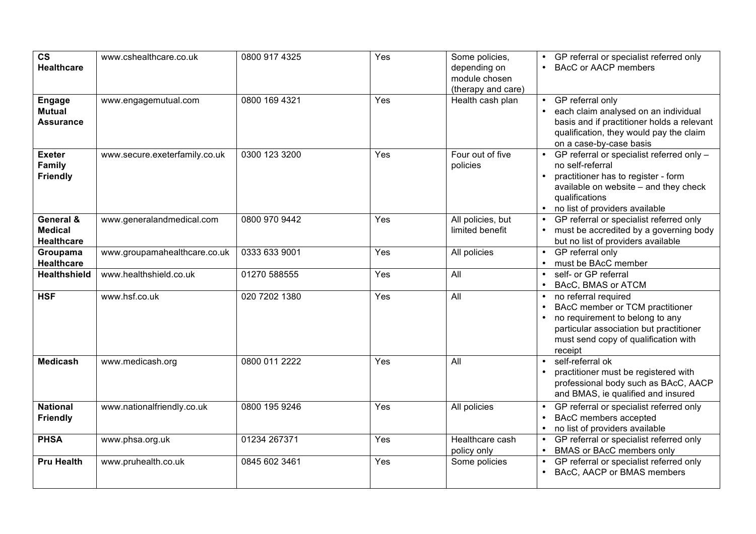| | | | | | |
|---|---|---|---|---|---|
| **CS Healthcare** | www.cshealthcare.co.uk | 0800 917 4325 | Yes | Some policies, depending on module chosen (therapy and care) | • GP referral or specialist referred only<br>• BAcC or AACP members |
| **Engage Mutual Assurance** | www.engagemutual.com | 0800 169 4321 | Yes | Health cash plan | • GP referral only<br>• each claim analysed on an individual basis and if practitioner holds a relevant qualification, they would pay the claim on a case-by-case basis |
| **Exeter Family Friendly** | www.secure.exeterfamily.co.uk | 0300 123 3200 | Yes | Four out of five policies | • GP referral or specialist referred only – no self-referral<br>• practitioner has to register - form available on website – and they check qualifications<br>• no list of providers available |
| **General & Medical Healthcare** | www.generalandmedical.com | 0800 970 9442 | Yes | All policies, but limited benefit | • GP referral or specialist referred only<br>• must be accredited by a governing body but no list of providers available |
| **Groupama Healthcare** | www.groupamahealthcare.co.uk | 0333 633 9001 | Yes | All policies | • GP referral only<br>• must be BAcC member |
| **Healthshield** | www.healthshield.co.uk | 01270 588555 | Yes | All | • self- or GP referral<br>• BAcC, BMAS or ATCM |
| **HSF** | www.hsf.co.uk | 020 7202 1380 | Yes | All | • no referral required<br>• BAcC member or TCM practitioner<br>• no requirement to belong to any particular association but practitioner must send copy of qualification with receipt |
| **Medicash** | www.medicash.org | 0800 011 2222 | Yes | All | • self-referral ok<br>• practitioner must be registered with professional body such as BAcC, AACP and BMAS, ie qualified and insured |
| **National Friendly** | www.nationalfriendly.co.uk | 0800 195 9246 | Yes | All policies | • GP referral or specialist referred only<br>• BAcC members accepted<br>• no list of providers available |
| **PHSA** | www.phsa.org.uk | 01234 267371 | Yes | Healthcare cash policy only | • GP referral or specialist referred only<br>• BMAS or BAcC members only |
| **Pru Health** | www.pruhealth.co.uk | 0845 602 3461 | Yes | Some policies | • GP referral or specialist referred only<br>• BAcC, AACP or BMAS members |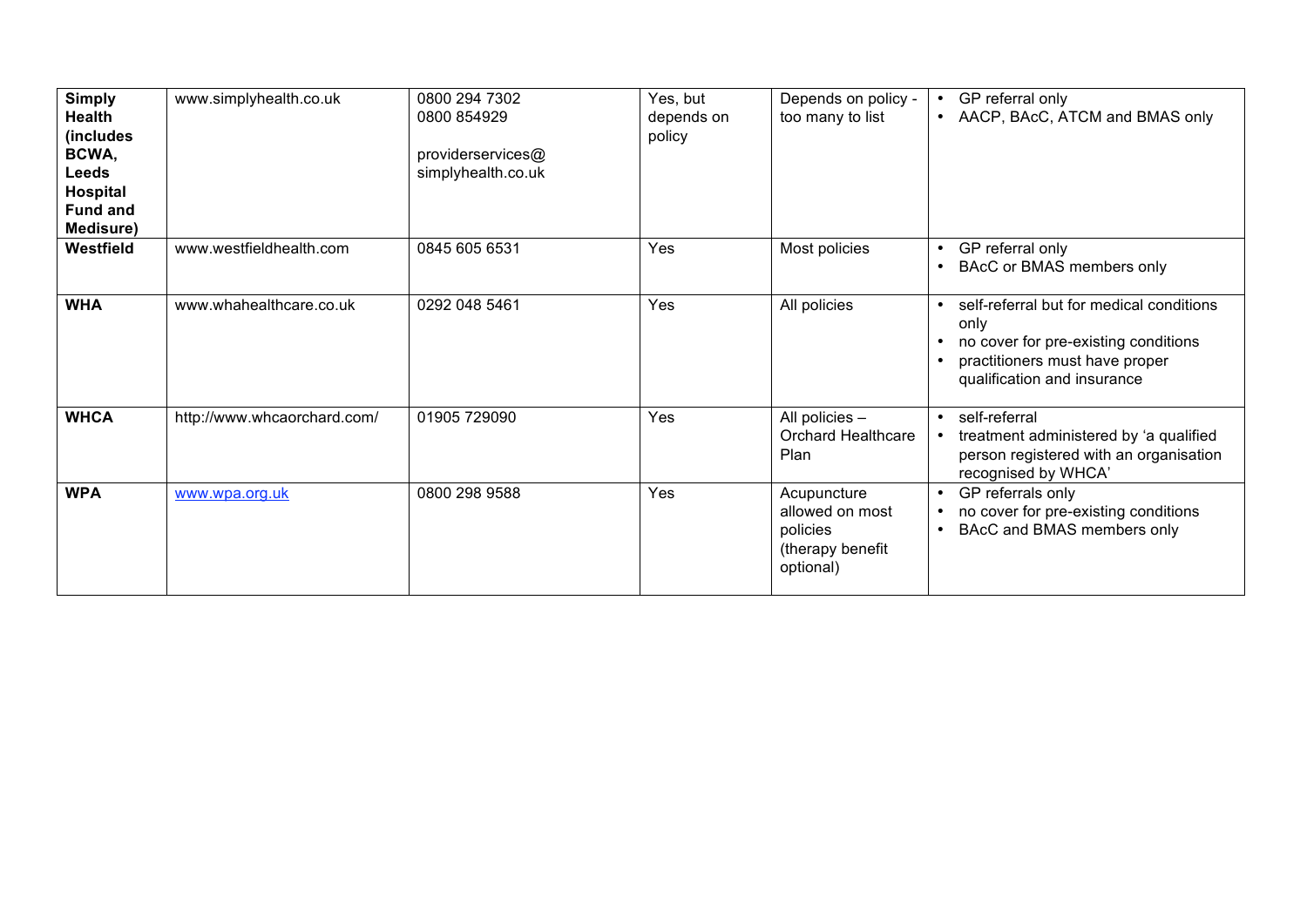| **Simply Health (includes BCWA, Leeds Hospital Fund and Medisure)** | www.simplyhealth.co.uk | 0800 294 7302<br>0800 854929<br><br>providerservices@<br>simplyhealth.co.uk | Yes, but depends on policy | Depends on policy - too many to list | • GP referral only<br>• AACP, BAcC, ATCM and BMAS only |
|---|---|---|---|---|---|
| **Westfield** | www.westfieldhealth.com | 0845 605 6531 | Yes | Most policies | • GP referral only<br>• BAcC or BMAS members only |
| **WHA** | www.whahealthcare.co.uk | 0292 048 5461 | Yes | All policies | • self-referral but for medical conditions only<br>• no cover for pre-existing conditions<br>• practitioners must have proper qualification and insurance |
| **WHCA** | http://www.whcaorchard.com/ | 01905 729090 | Yes | All policies – Orchard Healthcare Plan | • self-referral<br>• treatment administered by 'a qualified person registered with an organisation recognised by WHCA' |
| **WPA** | www.wpa.org.uk | 0800 298 9588 | Yes | Acupuncture allowed on most policies (therapy benefit optional) | • GP referrals only<br>• no cover for pre-existing conditions<br>• BAcC and BMAS members only |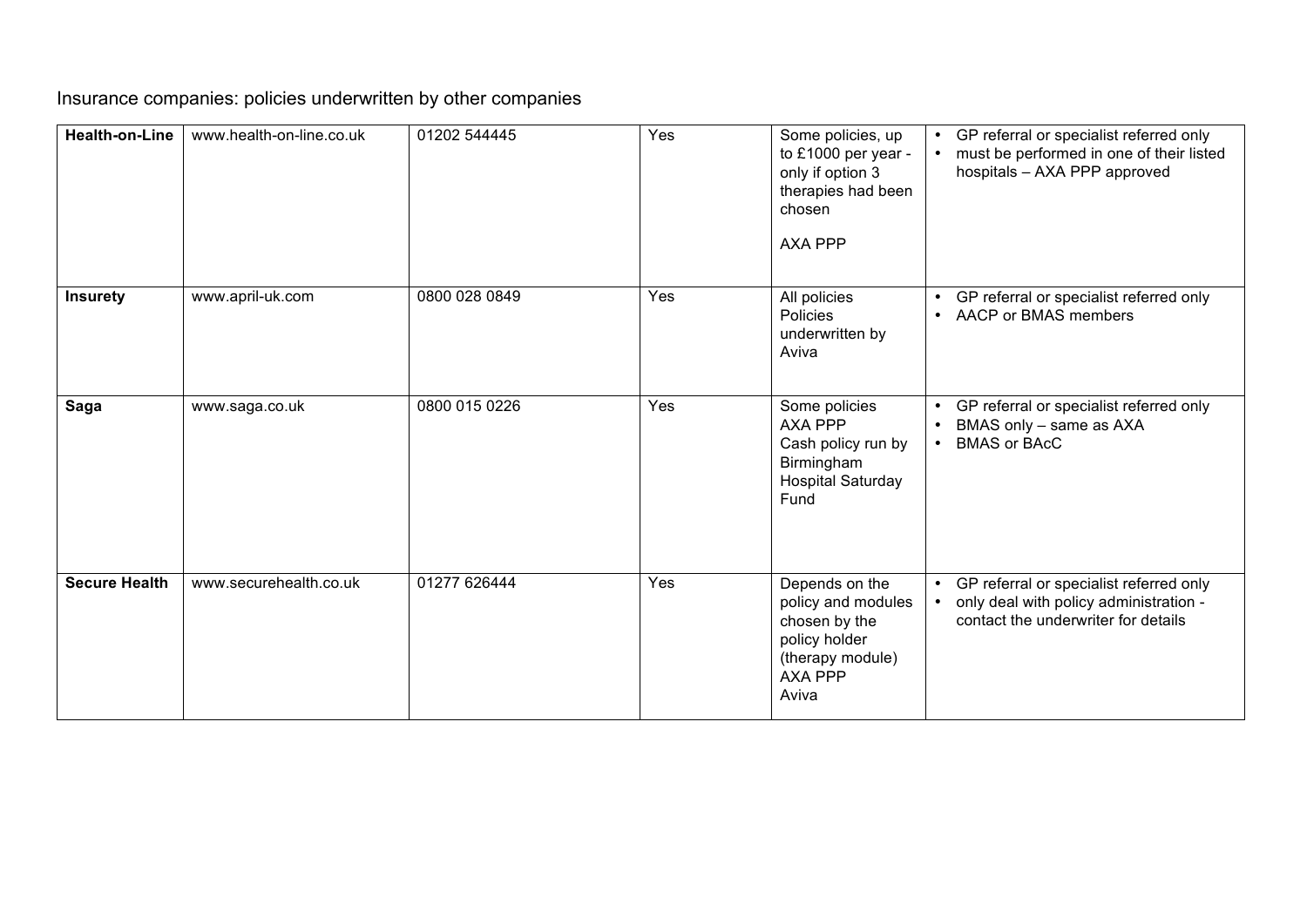Insurance companies: policies underwritten by other companies

| | | | | | |
|---|---|---|---|---|---|
| **Health-on-Line** | www.health-on-line.co.uk | 01202 544445 | Yes | Some policies, up to £1000 per year - only if option 3 therapies had been chosen<br><br>AXA PPP | • GP referral or specialist referred only<br>• must be performed in one of their listed hospitals – AXA PPP approved |
| **Insurety** | www.april-uk.com | 0800 028 0849 | Yes | All policies<br>Policies underwritten by Aviva | • GP referral or specialist referred only<br>• AACP or BMAS members |
| **Saga** | www.saga.co.uk | 0800 015 0226 | Yes | Some policies<br>AXA PPP<br>Cash policy run by Birmingham Hospital Saturday Fund | • GP referral or specialist referred only<br>• BMAS only – same as AXA<br>• BMAS or BAcC |
| **Secure Health** | www.securehealth.co.uk | 01277 626444 | Yes | Depends on the policy and modules chosen by the policy holder (therapy module)<br>AXA PPP<br>Aviva | • GP referral or specialist referred only<br>• only deal with policy administration - contact the underwriter for details |